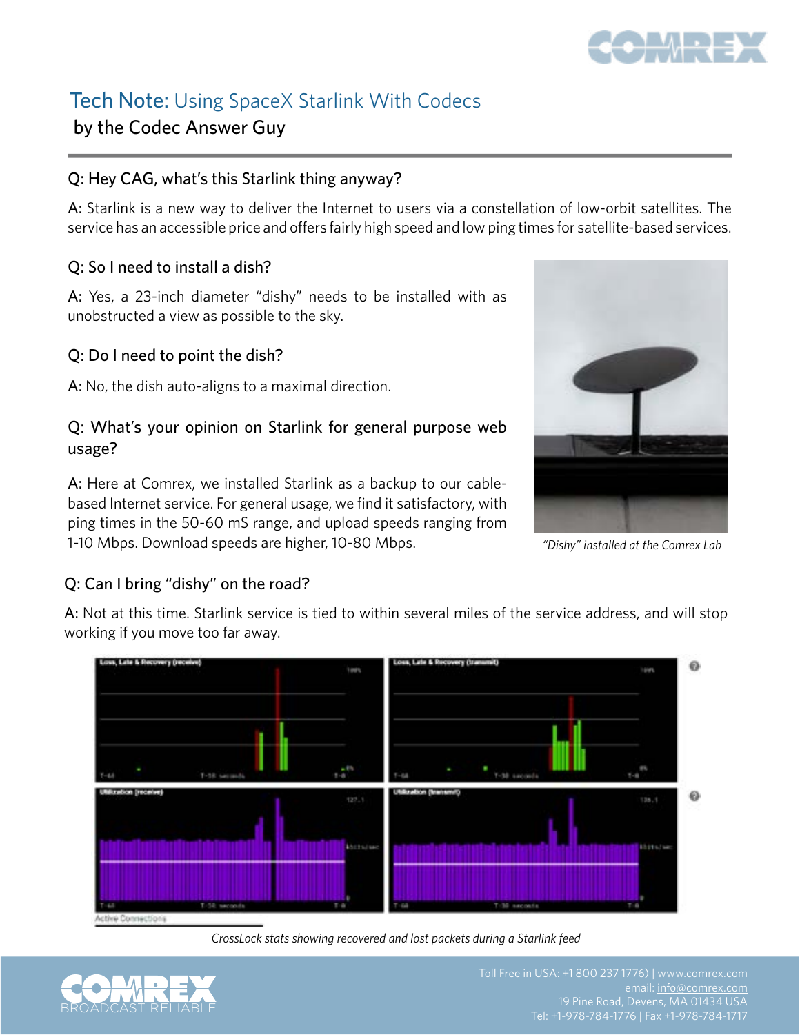# Tech Note: Using SpaceX Starlink With Codecs

by the Codec Answer Guy

### Q: Hey CAG, what's this Starlink thing anyway?

A: Starlink is a new way to deliver the Internet to users via a constellation of low-orbit satellites. The service has an accessible price and offers fairly high speed and low ping times for satellite-based services.

### Q: So I need to install a dish?

A: Yes, a 23-inch diameter "dishy" needs to be installed with as unobstructed a view as possible to the sky.

### Q: Do I need to point the dish?

A: No, the dish auto-aligns to a maximal direction.

### Q: What's your opinion on Starlink for general purpose web usage?

A: Here at Comrex, we installed Starlink as a backup to our cable-based Internet service. For general usage, we find it satisfactory, with ping times in the 50-60 mS range, and upload speeds ranging from 1-10 Mbps. Download speeds are higher, 10-80 Mbps.

*"Dishy" installed at the Comrex Lab*

### Q: Can I bring "dishy" on the road?

A: Not at this time. Starlink service is tied to within several miles of the service address, and will stop working if you move too far away.

*CrossLock stats showing recovered and lost packets during a Starlink feed*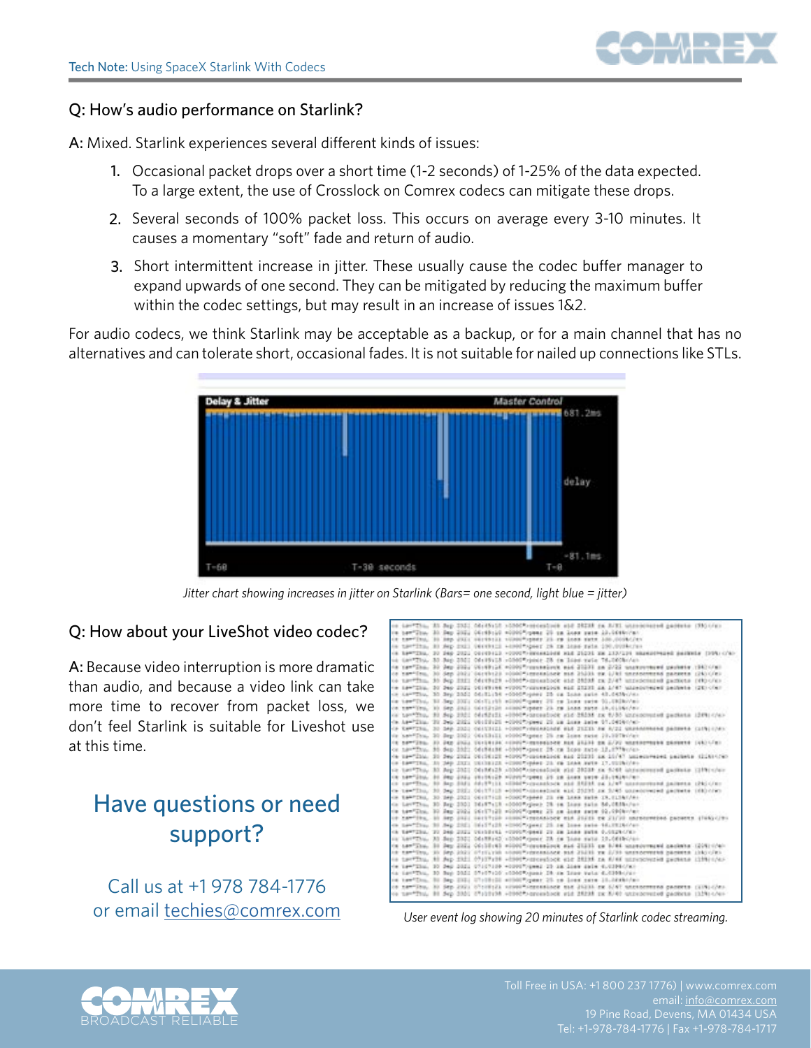## Q: How's audio performance on Starlink?

**A:** Mixed. Starlink experiences several different kinds of issues:

1. Occasional packet drops over a short time (1-2 seconds) of 1-25% of the data expected. To a large extent, the use of Crosslock on Comrex codecs can mitigate these drops.
2. Several seconds of 100% packet loss. This occurs on average every 3-10 minutes. It causes a momentary "soft" fade and return of audio.
3. Short intermittent increase in jitter. These usually cause the codec buffer manager to expand upwards of one second. They can be mitigated by reducing the maximum buffer within the codec settings, but may result in an increase of issues 1&2.

For audio codecs, we think Starlink may be acceptable as a backup, or for a main channel that has no alternatives and can tolerate short, occasional fades. It is not suitable for nailed up connections like STLs.

Delay & Jitter
Master Control
681.2ms
delay
-81.1ms
T-60
T-30 seconds
T-0

*Jitter chart showing increases in jitter on Starlink (Bars= one second, light blue = jitter)*

## Q: How about your LiveShot video codec?

**A:** Because video interruption is more dramatic than audio, and because a video link can take more time to recover from packet loss, we don't feel Starlink is suitable for Liveshot use at this time.

*User event log showing 20 minutes of Starlink codec streaming.*

## Have questions or need support?

Call us at +1 978 784-1776
or email techies@comrex.com

BROADCAST RELIABLE

Toll Free in USA: +1 800 237 1776) | www.comrex.com
email: info@comrex.com
19 Pine Road, Devens, MA 01434 USA
Tel: +1-978-784-1776 | Fax +1-978-784-1717